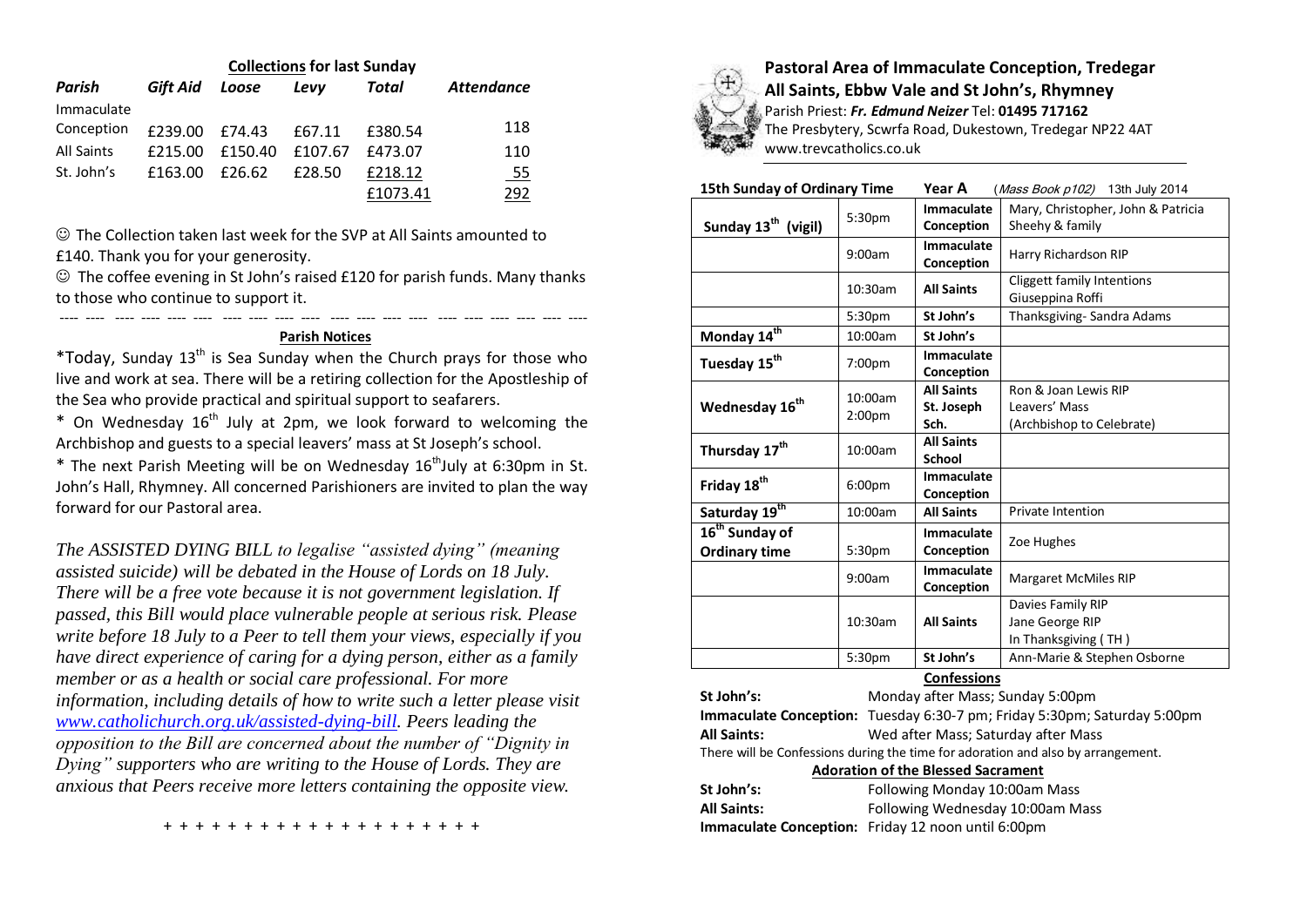**Collections for last Sunday**

| Parish | Gift Aid | Loose | Levy | Total | Attendance |
|---|---|---|---|---|---|
| Immaculate Conception | £239.00 | £74.43 | £67.11 | £380.54 | 118 |
| All Saints | £215.00 | £150.40 | £107.67 | £473.07 | 110 |
| St. John's | £163.00 | £26.62 | £28.50 | £218.12 | 55 |
| | | | | £1073.41 | 292 |

☺ The Collection taken last week for the SVP at All Saints amounted to £140. Thank you for your generosity.

☺ The coffee evening in St John's raised £120 for parish funds. Many thanks to those who continue to support it.

---

**Parish Notices**

*Today, Sunday 13th is Sea Sunday when the Church prays for those who live and work at sea. There will be a retiring collection for the Apostleship of the Sea who provide practical and spiritual support to seafarers.

* On Wednesday 16th July at 2pm, we look forward to welcoming the Archbishop and guests to a special leavers' mass at St Joseph's school.

* The next Parish Meeting will be on Wednesday 16thJuly at 6:30pm in St. John's Hall, Rhymney. All concerned Parishioners are invited to plan the way forward for our Pastoral area.

*The ASSISTED DYING BILL to legalise "assisted dying" (meaning assisted suicide) will be debated in the House of Lords on 18 July. There will be a free vote because it is not government legislation. If passed, this Bill would place vulnerable people at serious risk. Please write before 18 July to a Peer to tell them your views, especially if you have direct experience of caring for a dying person, either as a family member or as a health or social care professional. For more information, including details of how to write such a letter please visit [www.catholichurch.org.uk/assisted-dying-bill](www.catholichurch.org.uk/assisted-dying-bill). Peers leading the opposition to the Bill are concerned about the number of "Dignity in Dying" supporters who are writing to the House of Lords. They are anxious that Peers receive more letters containing the opposite view.*

+ + + + + + + + + + + + + + + + + + + +

## Pastoral Area of Immaculate Conception, Tredegar All Saints, Ebbw Vale and St John's, Rhymney

Parish Priest: ***Fr. Edmund Neizer*** Tel: **01495 717162**
The Presbytery, Scwrfa Road, Dukestown, Tredegar NP22 4AT
www.trevcatholics.co.uk

**15th Sunday of Ordinary Time** **Year A** (*Mass Book p102*) 13th July 2014

| | | | |
|---|---|---|---|
| **Sunday 13th (vigil)** | 5:30pm | **Immaculate Conception** | Mary, Christopher, John & Patricia Sheehy & family |
| | 9:00am | **Immaculate Conception** | Harry Richardson RIP |
| | 10:30am | **All Saints** | Cliggett family Intentions<br>Giuseppina Roffi |
| | 5:30pm | **St John's** | Thanksgiving- Sandra Adams |
| **Monday 14th** | 10:00am | **St John's** | |
| **Tuesday 15th** | 7:00pm | **Immaculate Conception** | |
| **Wednesday 16th** | 10:00am<br>2:00pm | **All Saints**<br>**St. Joseph Sch.** | Ron & Joan Lewis RIP<br>Leavers' Mass<br>(Archbishop to Celebrate) |
| **Thursday 17th** | 10:00am | **All Saints School** | |
| **Friday 18th** | 6:00pm | **Immaculate Conception** | |
| **Saturday 19th** | 10:00am | **All Saints** | Private Intention |
| **16th Sunday of Ordinary time** | 5:30pm | **Immaculate Conception** | Zoe Hughes |
| | 9:00am | **Immaculate Conception** | Margaret McMiles RIP |
| | 10:30am | **All Saints** | Davies Family RIP<br>Jane George RIP<br>In Thanksgiving ( TH ) |
| | 5:30pm | **St John's** | Ann-Marie & Stephen Osborne |

**Confessions**

**St John's:** Monday after Mass; Sunday 5:00pm
**Immaculate Conception:** Tuesday 6:30-7 pm; Friday 5:30pm; Saturday 5:00pm
**All Saints:** Wed after Mass; Saturday after Mass
There will be Confessions during the time for adoration and also by arrangement.

**Adoration of the Blessed Sacrament**

**St John's:** Following Monday 10:00am Mass
**All Saints:** Following Wednesday 10:00am Mass
**Immaculate Conception:** Friday 12 noon until 6:00pm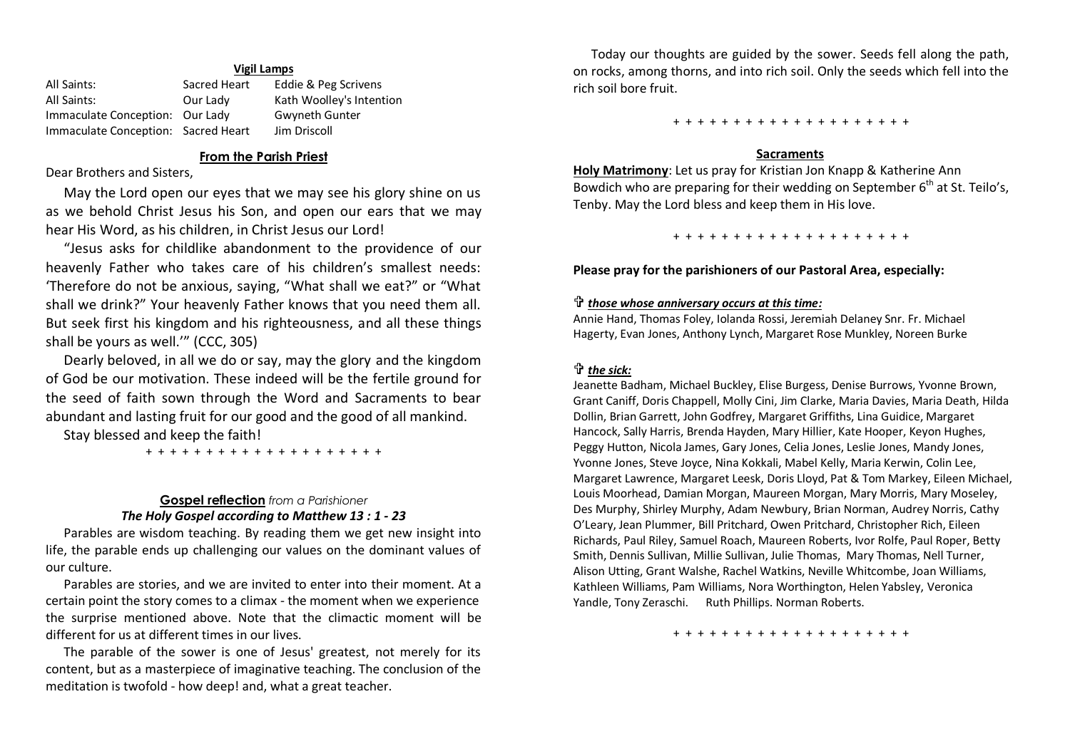**Vigil Lamps**

| | | |
|---|---|---|
| All Saints: | Sacred Heart | Eddie & Peg Scrivens |
| All Saints: | Our Lady | Kath Woolley's Intention |
| Immaculate Conception: | Our Lady | Gwyneth Gunter |
| Immaculate Conception: | Sacred Heart | Jim Driscoll |

## From the Parish Priest

Dear Brothers and Sisters,

May the Lord open our eyes that we may see his glory shine on us as we behold Christ Jesus his Son, and open our ears that we may hear His Word, as his children, in Christ Jesus our Lord!

"Jesus asks for childlike abandonment to the providence of our heavenly Father who takes care of his children's smallest needs: 'Therefore do not be anxious, saying, "What shall we eat?" or "What shall we drink?" Your heavenly Father knows that you need them all. But seek first his kingdom and his righteousness, and all these things shall be yours as well.'" (CCC, 305)

Dearly beloved, in all we do or say, may the glory and the kingdom of God be our motivation. These indeed will be the fertile ground for the seed of faith sown through the Word and Sacraments to bear abundant and lasting fruit for our good and the good of all mankind.

Stay blessed and keep the faith!

\+ + + + + + + + + + + + + + + + + + + +

## Gospel reflection *from a Parishioner*

***The Holy Gospel according to Matthew 13 : 1 - 23***

Parables are wisdom teaching. By reading them we get new insight into life, the parable ends up challenging our values on the dominant values of our culture.

Parables are stories, and we are invited to enter into their moment. At a certain point the story comes to a climax - the moment when we experience the surprise mentioned above. Note that the climactic moment will be different for us at different times in our lives.

The parable of the sower is one of Jesus' greatest, not merely for its content, but as a masterpiece of imaginative teaching. The conclusion of the meditation is twofold - how deep! and, what a great teacher.

Today our thoughts are guided by the sower. Seeds fell along the path, on rocks, among thorns, and into rich soil. Only the seeds which fell into the rich soil bore fruit.

\+ + + + + + + + + + + + + + + + + + + +

## Sacraments

**Holy Matrimony**: Let us pray for Kristian Jon Knapp & Katherine Ann Bowdich who are preparing for their wedding on September 6th at St. Teilo's, Tenby. May the Lord bless and keep them in His love.

\+ + + + + + + + + + + + + + + + + + + +

**Please pray for the parishioners of our Pastoral Area, especially:**

✞ ***those whose anniversary occurs at this time:***

Annie Hand, Thomas Foley, Iolanda Rossi, Jeremiah Delaney Snr. Fr. Michael Hagerty, Evan Jones, Anthony Lynch, Margaret Rose Munkley, Noreen Burke

✞ ***the sick:***

Jeanette Badham, Michael Buckley, Elise Burgess, Denise Burrows, Yvonne Brown, Grant Caniff, Doris Chappell, Molly Cini, Jim Clarke, Maria Davies, Maria Death, Hilda Dollin, Brian Garrett, John Godfrey, Margaret Griffiths, Lina Guidice, Margaret Hancock, Sally Harris, Brenda Hayden, Mary Hillier, Kate Hooper, Keyon Hughes, Peggy Hutton, Nicola James, Gary Jones, Celia Jones, Leslie Jones, Mandy Jones, Yvonne Jones, Steve Joyce, Nina Kokkali, Mabel Kelly, Maria Kerwin, Colin Lee, Margaret Lawrence, Margaret Leesk, Doris Lloyd, Pat & Tom Markey, Eileen Michael, Louis Moorhead, Damian Morgan, Maureen Morgan, Mary Morris, Mary Moseley, Des Murphy, Shirley Murphy, Adam Newbury, Brian Norman, Audrey Norris, Cathy O'Leary, Jean Plummer, Bill Pritchard, Owen Pritchard, Christopher Rich, Eileen Richards, Paul Riley, Samuel Roach, Maureen Roberts, Ivor Rolfe, Paul Roper, Betty Smith, Dennis Sullivan, Millie Sullivan, Julie Thomas, Mary Thomas, Nell Turner, Alison Utting, Grant Walshe, Rachel Watkins, Neville Whitcombe, Joan Williams, Kathleen Williams, Pam Williams, Nora Worthington, Helen Yabsley, Veronica Yandle, Tony Zeraschi. Ruth Phillips. Norman Roberts.

\+ + + + + + + + + + + + + + + + + + + +